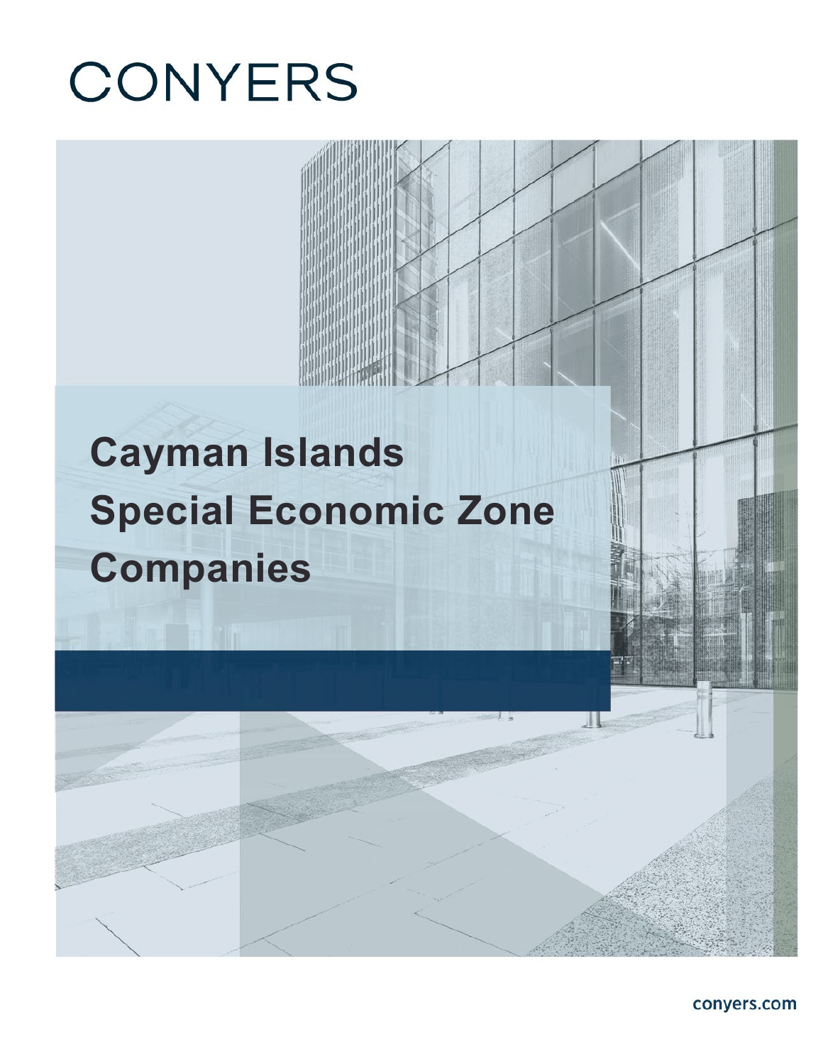CONYERS

# Cayman Islands Special Economic Zone Companies

conyers.com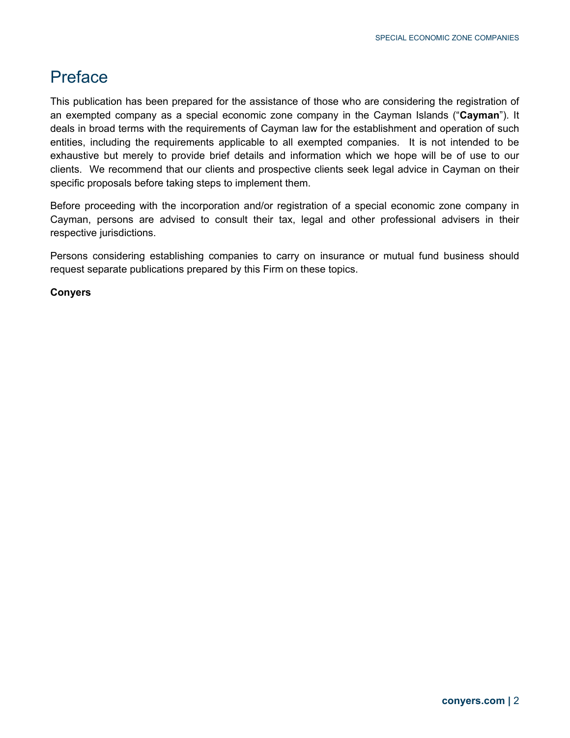# Preface

This publication has been prepared for the assistance of those who are considering the registration of an exempted company as a special economic zone company in the Cayman Islands ("**Cayman**"). It deals in broad terms with the requirements of Cayman law for the establishment and operation of such entities, including the requirements applicable to all exempted companies. It is not intended to be exhaustive but merely to provide brief details and information which we hope will be of use to our clients. We recommend that our clients and prospective clients seek legal advice in Cayman on their specific proposals before taking steps to implement them.

Before proceeding with the incorporation and/or registration of a special economic zone company in Cayman, persons are advised to consult their tax, legal and other professional advisers in their respective jurisdictions.

Persons considering establishing companies to carry on insurance or mutual fund business should request separate publications prepared by this Firm on these topics.

**Conyers**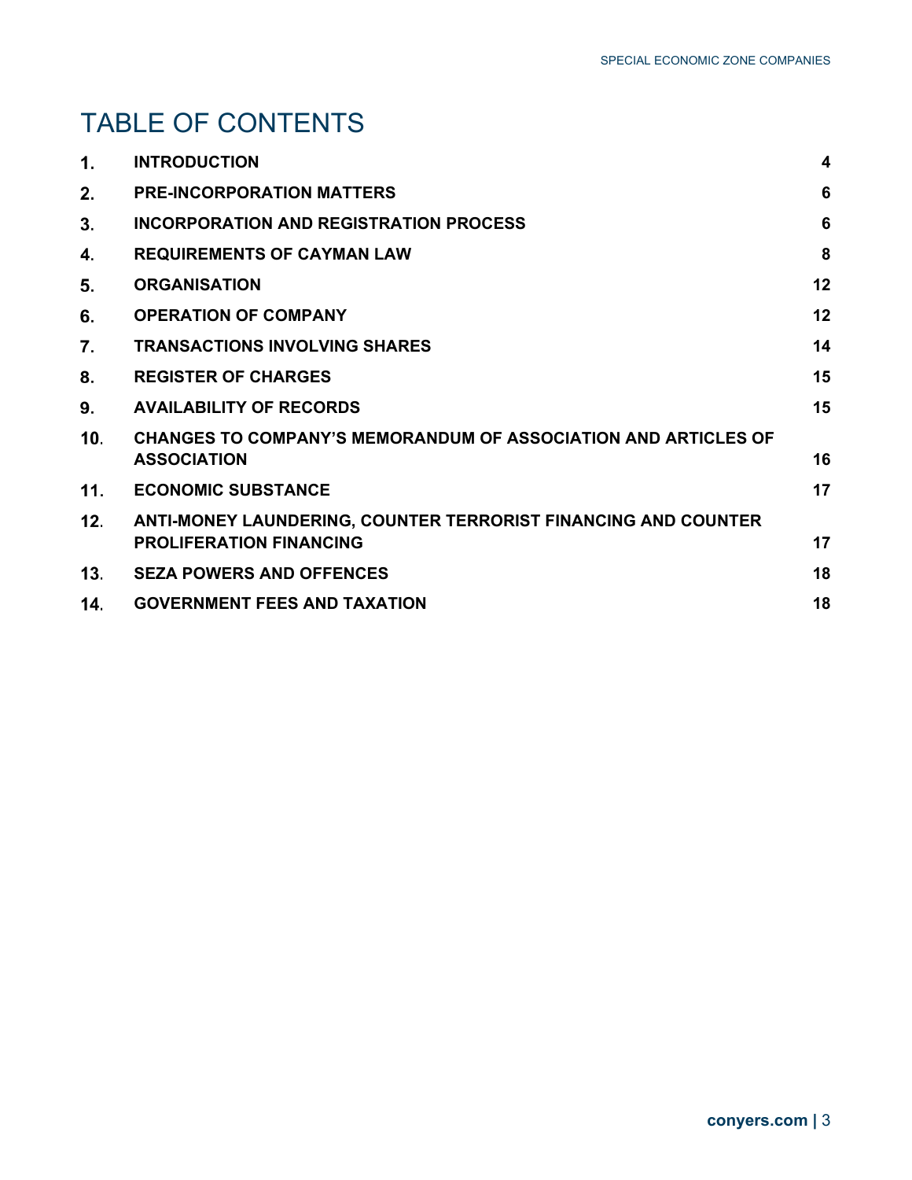# TABLE OF CONTENTS

| | | |
|---|---|---|
| **1.** | **INTRODUCTION** | **4** |
| **2.** | **PRE-INCORPORATION MATTERS** | **6** |
| **3.** | **INCORPORATION AND REGISTRATION PROCESS** | **6** |
| **4.** | **REQUIREMENTS OF CAYMAN LAW** | **8** |
| **5.** | **ORGANISATION** | **12** |
| **6.** | **OPERATION OF COMPANY** | **12** |
| **7.** | **TRANSACTIONS INVOLVING SHARES** | **14** |
| **8.** | **REGISTER OF CHARGES** | **15** |
| **9.** | **AVAILABILITY OF RECORDS** | **15** |
| **10.** | **CHANGES TO COMPANY'S MEMORANDUM OF ASSOCIATION AND ARTICLES OF ASSOCIATION** | **16** |
| **11.** | **ECONOMIC SUBSTANCE** | **17** |
| **12.** | **ANTI-MONEY LAUNDERING, COUNTER TERRORIST FINANCING AND COUNTER PROLIFERATION FINANCING** | **17** |
| **13.** | **SEZA POWERS AND OFFENCES** | **18** |
| **14.** | **GOVERNMENT FEES AND TAXATION** | **18** |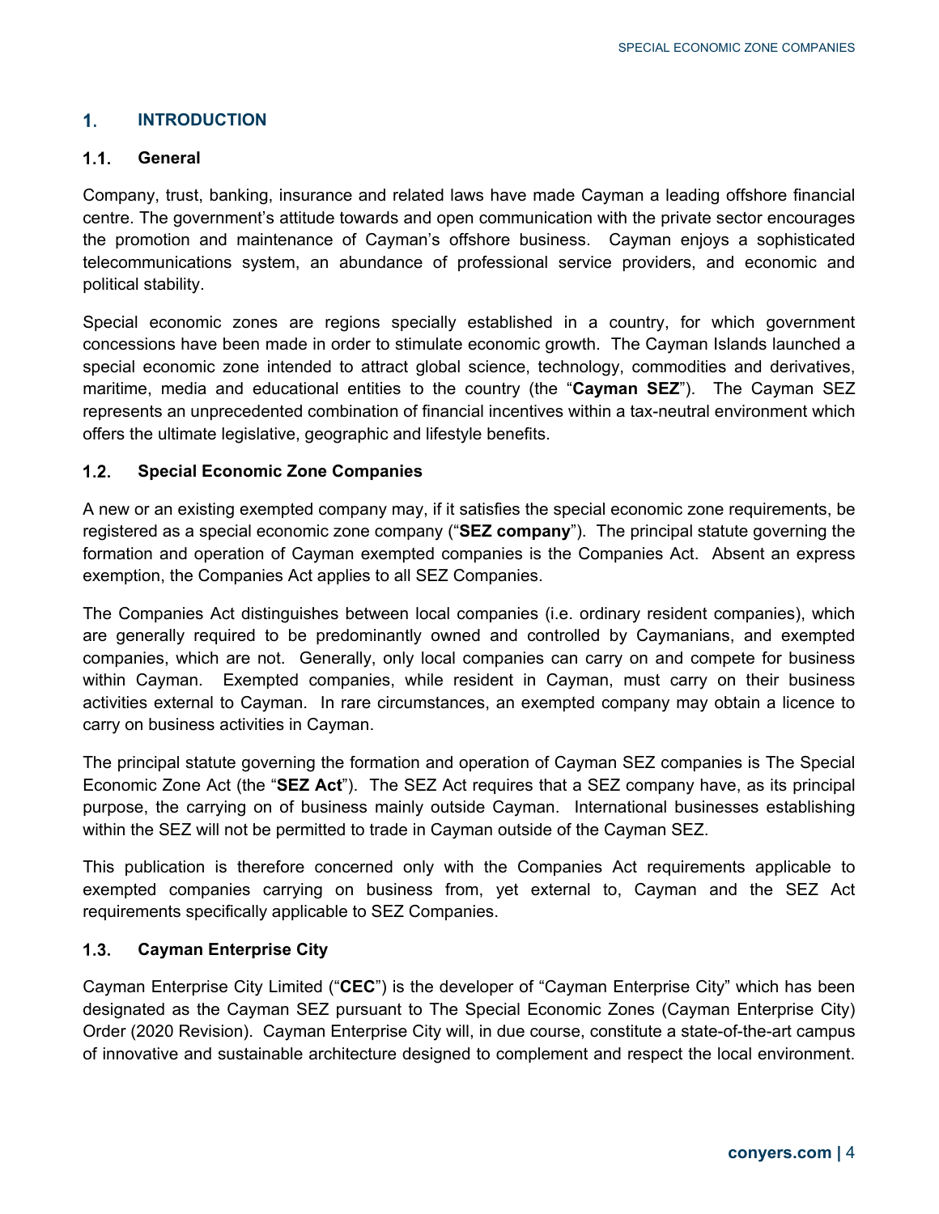## 1. INTRODUCTION

### 1.1. General

Company, trust, banking, insurance and related laws have made Cayman a leading offshore financial centre. The government's attitude towards and open communication with the private sector encourages the promotion and maintenance of Cayman's offshore business. Cayman enjoys a sophisticated telecommunications system, an abundance of professional service providers, and economic and political stability.

Special economic zones are regions specially established in a country, for which government concessions have been made in order to stimulate economic growth. The Cayman Islands launched a special economic zone intended to attract global science, technology, commodities and derivatives, maritime, media and educational entities to the country (the "**Cayman SEZ**"). The Cayman SEZ represents an unprecedented combination of financial incentives within a tax-neutral environment which offers the ultimate legislative, geographic and lifestyle benefits.

### 1.2. Special Economic Zone Companies

A new or an existing exempted company may, if it satisfies the special economic zone requirements, be registered as a special economic zone company ("**SEZ company**"). The principal statute governing the formation and operation of Cayman exempted companies is the Companies Act. Absent an express exemption, the Companies Act applies to all SEZ Companies.

The Companies Act distinguishes between local companies (i.e. ordinary resident companies), which are generally required to be predominantly owned and controlled by Caymanians, and exempted companies, which are not. Generally, only local companies can carry on and compete for business within Cayman. Exempted companies, while resident in Cayman, must carry on their business activities external to Cayman. In rare circumstances, an exempted company may obtain a licence to carry on business activities in Cayman.

The principal statute governing the formation and operation of Cayman SEZ companies is The Special Economic Zone Act (the "**SEZ Act**"). The SEZ Act requires that a SEZ company have, as its principal purpose, the carrying on of business mainly outside Cayman. International businesses establishing within the SEZ will not be permitted to trade in Cayman outside of the Cayman SEZ.

This publication is therefore concerned only with the Companies Act requirements applicable to exempted companies carrying on business from, yet external to, Cayman and the SEZ Act requirements specifically applicable to SEZ Companies.

### 1.3. Cayman Enterprise City

Cayman Enterprise City Limited ("**CEC**") is the developer of "Cayman Enterprise City" which has been designated as the Cayman SEZ pursuant to The Special Economic Zones (Cayman Enterprise City) Order (2020 Revision). Cayman Enterprise City will, in due course, constitute a state-of-the-art campus of innovative and sustainable architecture designed to complement and respect the local environment.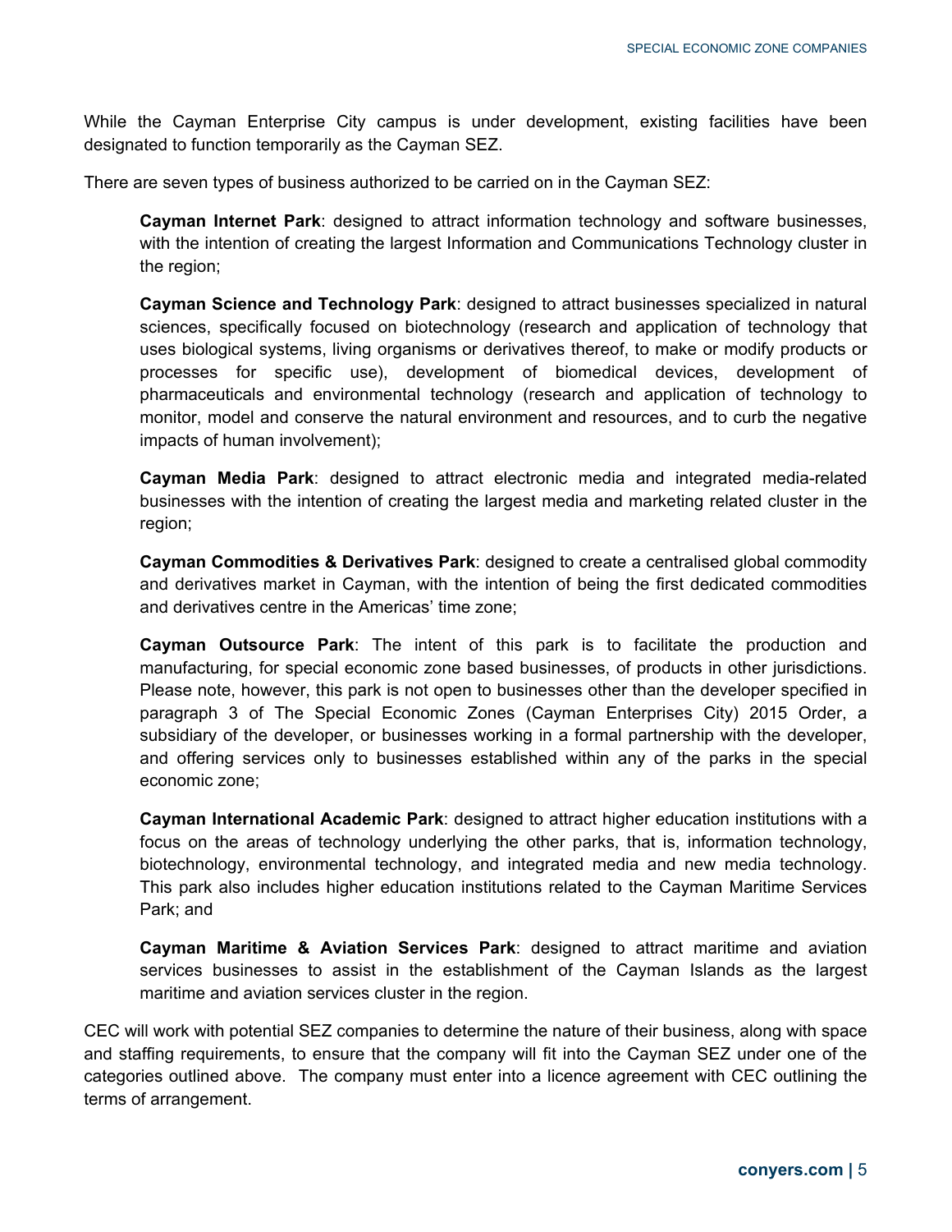While the Cayman Enterprise City campus is under development, existing facilities have been designated to function temporarily as the Cayman SEZ.

There are seven types of business authorized to be carried on in the Cayman SEZ:

> **Cayman Internet Park**: designed to attract information technology and software businesses, with the intention of creating the largest Information and Communications Technology cluster in the region;
>
> **Cayman Science and Technology Park**: designed to attract businesses specialized in natural sciences, specifically focused on biotechnology (research and application of technology that uses biological systems, living organisms or derivatives thereof, to make or modify products or processes for specific use), development of biomedical devices, development of pharmaceuticals and environmental technology (research and application of technology to monitor, model and conserve the natural environment and resources, and to curb the negative impacts of human involvement);
>
> **Cayman Media Park**: designed to attract electronic media and integrated media-related businesses with the intention of creating the largest media and marketing related cluster in the region;
>
> **Cayman Commodities & Derivatives Park**: designed to create a centralised global commodity and derivatives market in Cayman, with the intention of being the first dedicated commodities and derivatives centre in the Americas' time zone;
>
> **Cayman Outsource Park**: The intent of this park is to facilitate the production and manufacturing, for special economic zone based businesses, of products in other jurisdictions. Please note, however, this park is not open to businesses other than the developer specified in paragraph 3 of The Special Economic Zones (Cayman Enterprises City) 2015 Order, a subsidiary of the developer, or businesses working in a formal partnership with the developer, and offering services only to businesses established within any of the parks in the special economic zone;
>
> **Cayman International Academic Park**: designed to attract higher education institutions with a focus on the areas of technology underlying the other parks, that is, information technology, biotechnology, environmental technology, and integrated media and new media technology. This park also includes higher education institutions related to the Cayman Maritime Services Park; and
>
> **Cayman Maritime & Aviation Services Park**: designed to attract maritime and aviation services businesses to assist in the establishment of the Cayman Islands as the largest maritime and aviation services cluster in the region.

CEC will work with potential SEZ companies to determine the nature of their business, along with space and staffing requirements, to ensure that the company will fit into the Cayman SEZ under one of the categories outlined above. The company must enter into a licence agreement with CEC outlining the terms of arrangement.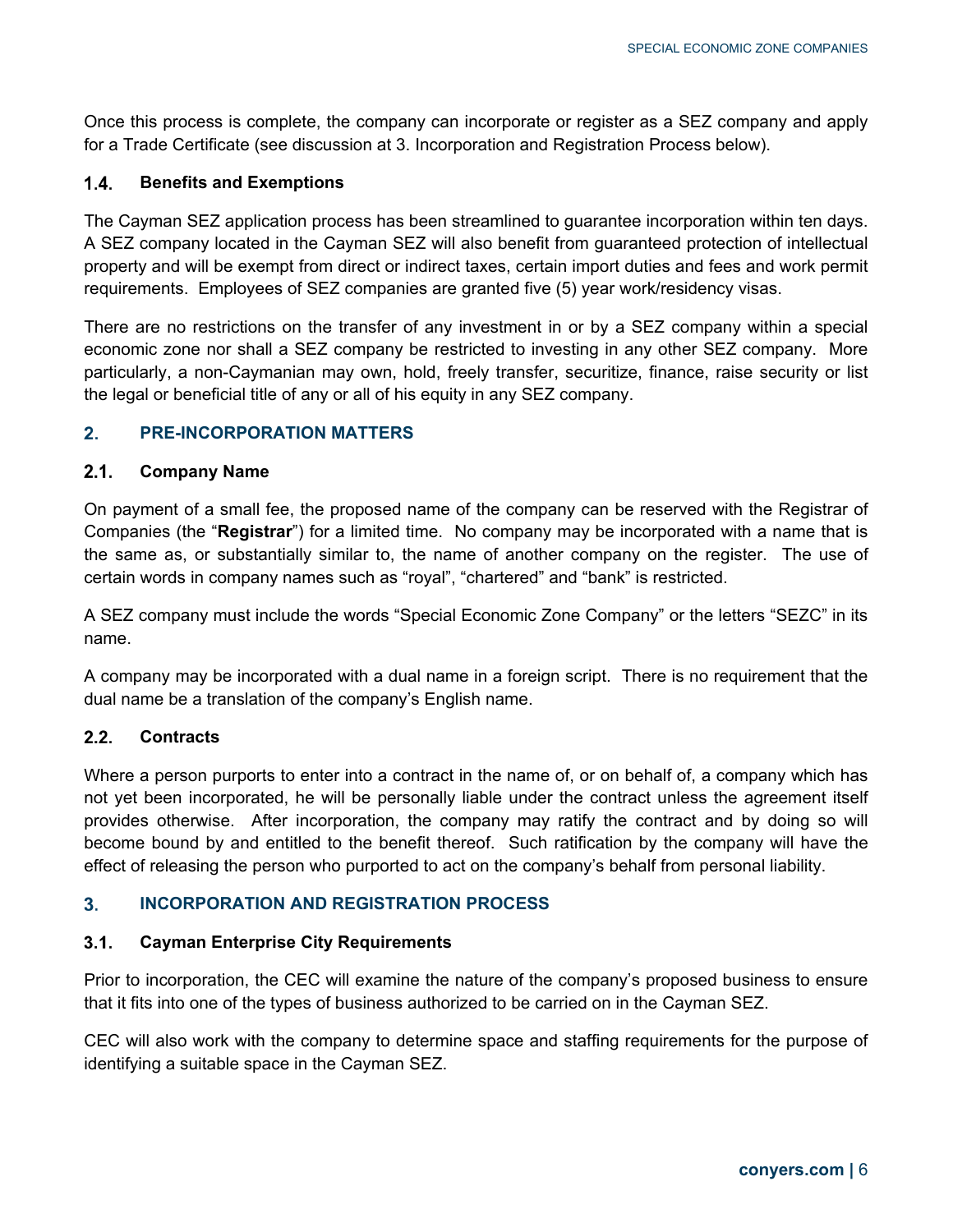Once this process is complete, the company can incorporate or register as a SEZ company and apply for a Trade Certificate (see discussion at 3. Incorporation and Registration Process below).

### 1.4. Benefits and Exemptions

The Cayman SEZ application process has been streamlined to guarantee incorporation within ten days. A SEZ company located in the Cayman SEZ will also benefit from guaranteed protection of intellectual property and will be exempt from direct or indirect taxes, certain import duties and fees and work permit requirements. Employees of SEZ companies are granted five (5) year work/residency visas.

There are no restrictions on the transfer of any investment in or by a SEZ company within a special economic zone nor shall a SEZ company be restricted to investing in any other SEZ company. More particularly, a non-Caymanian may own, hold, freely transfer, securitize, finance, raise security or list the legal or beneficial title of any or all of his equity in any SEZ company.

## 2. PRE-INCORPORATION MATTERS

### 2.1. Company Name

On payment of a small fee, the proposed name of the company can be reserved with the Registrar of Companies (the "**Registrar**") for a limited time. No company may be incorporated with a name that is the same as, or substantially similar to, the name of another company on the register. The use of certain words in company names such as "royal", "chartered" and "bank" is restricted.

A SEZ company must include the words "Special Economic Zone Company" or the letters "SEZC" in its name.

A company may be incorporated with a dual name in a foreign script. There is no requirement that the dual name be a translation of the company's English name.

### 2.2. Contracts

Where a person purports to enter into a contract in the name of, or on behalf of, a company which has not yet been incorporated, he will be personally liable under the contract unless the agreement itself provides otherwise. After incorporation, the company may ratify the contract and by doing so will become bound by and entitled to the benefit thereof. Such ratification by the company will have the effect of releasing the person who purported to act on the company's behalf from personal liability.

## 3. INCORPORATION AND REGISTRATION PROCESS

### 3.1. Cayman Enterprise City Requirements

Prior to incorporation, the CEC will examine the nature of the company's proposed business to ensure that it fits into one of the types of business authorized to be carried on in the Cayman SEZ.

CEC will also work with the company to determine space and staffing requirements for the purpose of identifying a suitable space in the Cayman SEZ.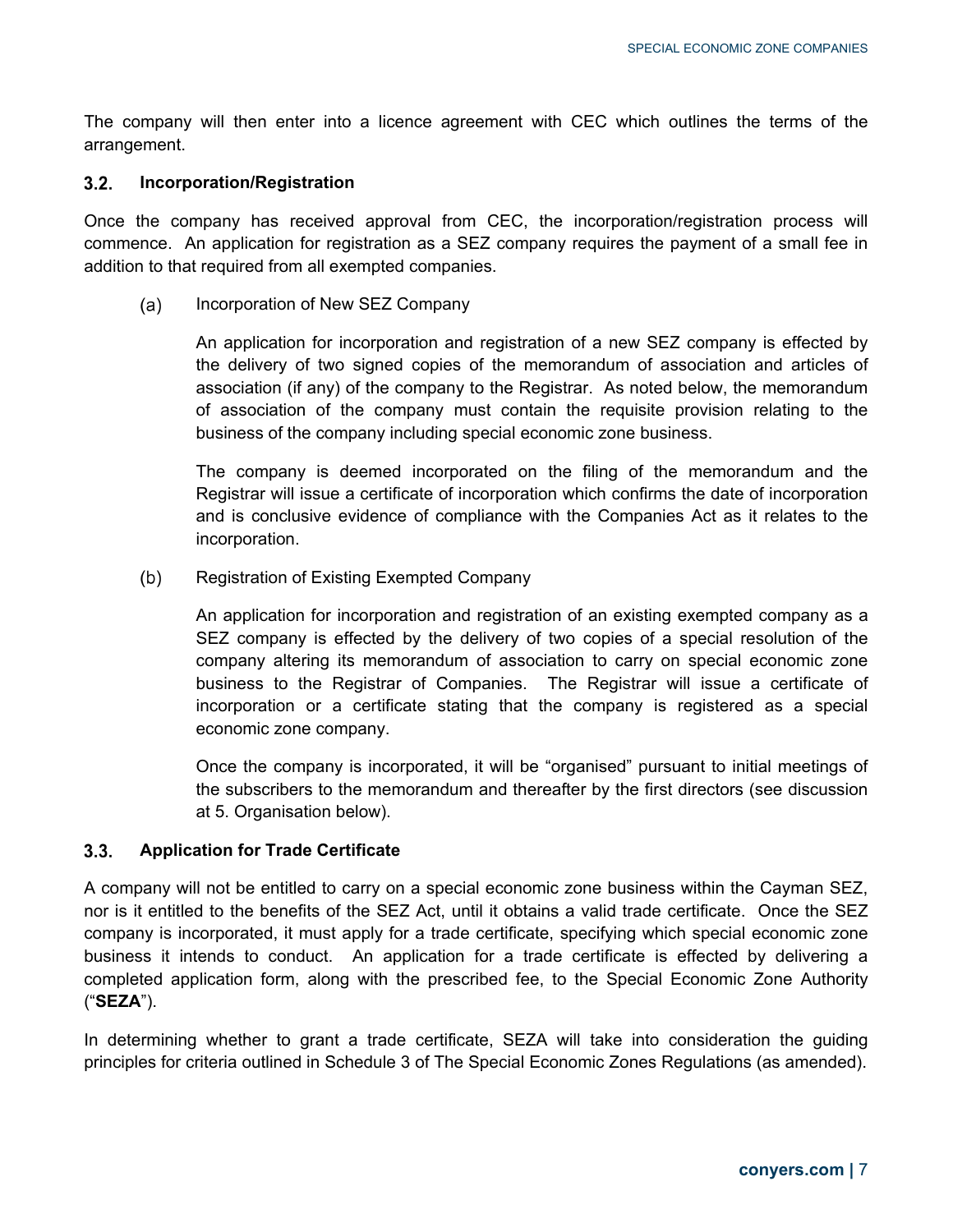The company will then enter into a licence agreement with CEC which outlines the terms of the arrangement.

### 3.2. Incorporation/Registration

Once the company has received approval from CEC, the incorporation/registration process will commence. An application for registration as a SEZ company requires the payment of a small fee in addition to that required from all exempted companies.

(a) Incorporation of New SEZ Company

An application for incorporation and registration of a new SEZ company is effected by the delivery of two signed copies of the memorandum of association and articles of association (if any) of the company to the Registrar. As noted below, the memorandum of association of the company must contain the requisite provision relating to the business of the company including special economic zone business.

The company is deemed incorporated on the filing of the memorandum and the Registrar will issue a certificate of incorporation which confirms the date of incorporation and is conclusive evidence of compliance with the Companies Act as it relates to the incorporation.

(b) Registration of Existing Exempted Company

An application for incorporation and registration of an existing exempted company as a SEZ company is effected by the delivery of two copies of a special resolution of the company altering its memorandum of association to carry on special economic zone business to the Registrar of Companies. The Registrar will issue a certificate of incorporation or a certificate stating that the company is registered as a special economic zone company.

Once the company is incorporated, it will be "organised" pursuant to initial meetings of the subscribers to the memorandum and thereafter by the first directors (see discussion at 5. Organisation below).

### 3.3. Application for Trade Certificate

A company will not be entitled to carry on a special economic zone business within the Cayman SEZ, nor is it entitled to the benefits of the SEZ Act, until it obtains a valid trade certificate. Once the SEZ company is incorporated, it must apply for a trade certificate, specifying which special economic zone business it intends to conduct. An application for a trade certificate is effected by delivering a completed application form, along with the prescribed fee, to the Special Economic Zone Authority ("**SEZA**").

In determining whether to grant a trade certificate, SEZA will take into consideration the guiding principles for criteria outlined in Schedule 3 of The Special Economic Zones Regulations (as amended).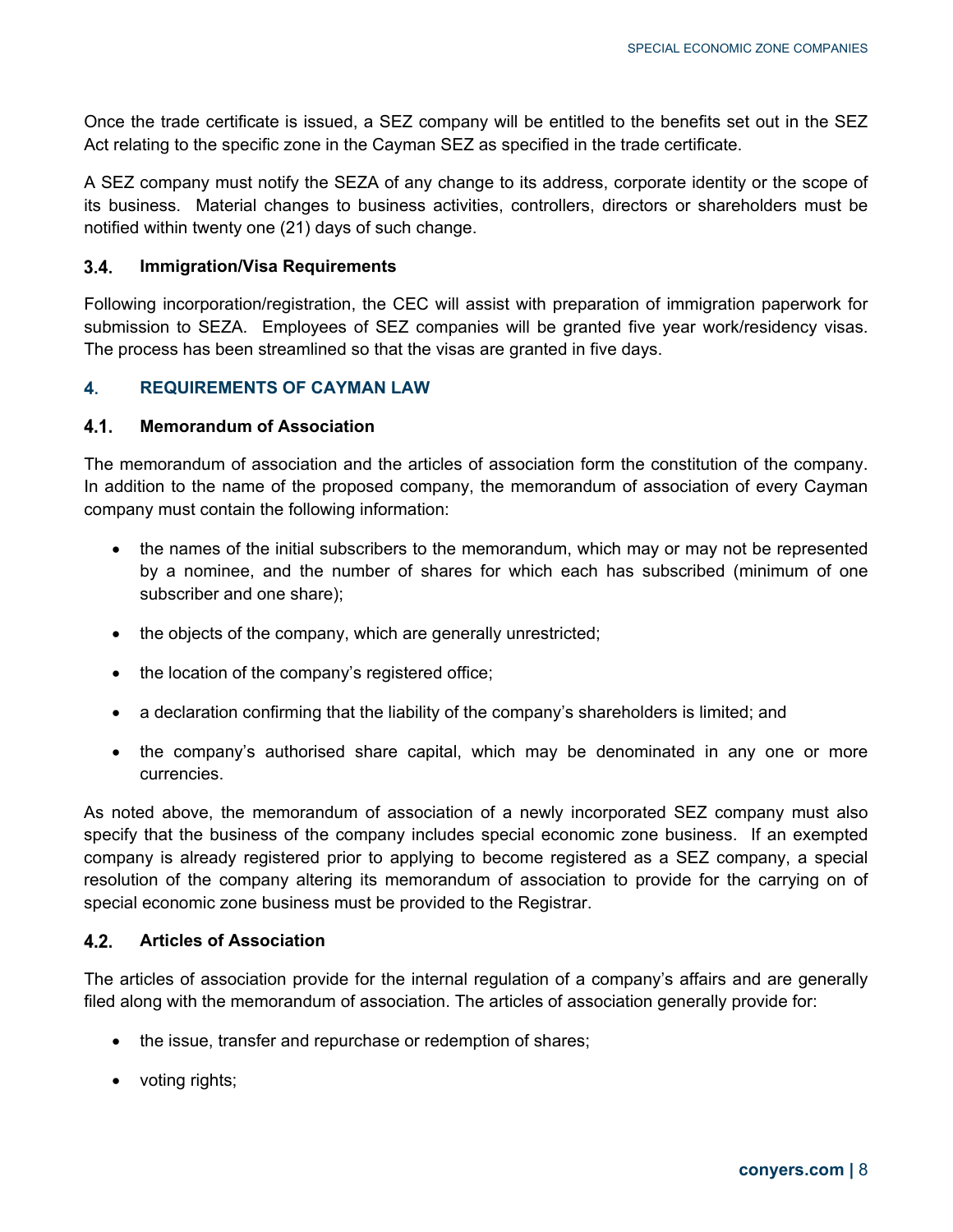Once the trade certificate is issued, a SEZ company will be entitled to the benefits set out in the SEZ Act relating to the specific zone in the Cayman SEZ as specified in the trade certificate.

A SEZ company must notify the SEZA of any change to its address, corporate identity or the scope of its business. Material changes to business activities, controllers, directors or shareholders must be notified within twenty one (21) days of such change.

### 3.4. Immigration/Visa Requirements

Following incorporation/registration, the CEC will assist with preparation of immigration paperwork for submission to SEZA. Employees of SEZ companies will be granted five year work/residency visas. The process has been streamlined so that the visas are granted in five days.

## 4. REQUIREMENTS OF CAYMAN LAW

### 4.1. Memorandum of Association

The memorandum of association and the articles of association form the constitution of the company. In addition to the name of the proposed company, the memorandum of association of every Cayman company must contain the following information:

- the names of the initial subscribers to the memorandum, which may or may not be represented by a nominee, and the number of shares for which each has subscribed (minimum of one subscriber and one share);
- the objects of the company, which are generally unrestricted;
- the location of the company's registered office;
- a declaration confirming that the liability of the company's shareholders is limited; and
- the company's authorised share capital, which may be denominated in any one or more currencies.

As noted above, the memorandum of association of a newly incorporated SEZ company must also specify that the business of the company includes special economic zone business. If an exempted company is already registered prior to applying to become registered as a SEZ company, a special resolution of the company altering its memorandum of association to provide for the carrying on of special economic zone business must be provided to the Registrar.

### 4.2. Articles of Association

The articles of association provide for the internal regulation of a company's affairs and are generally filed along with the memorandum of association. The articles of association generally provide for:

- the issue, transfer and repurchase or redemption of shares;
- voting rights;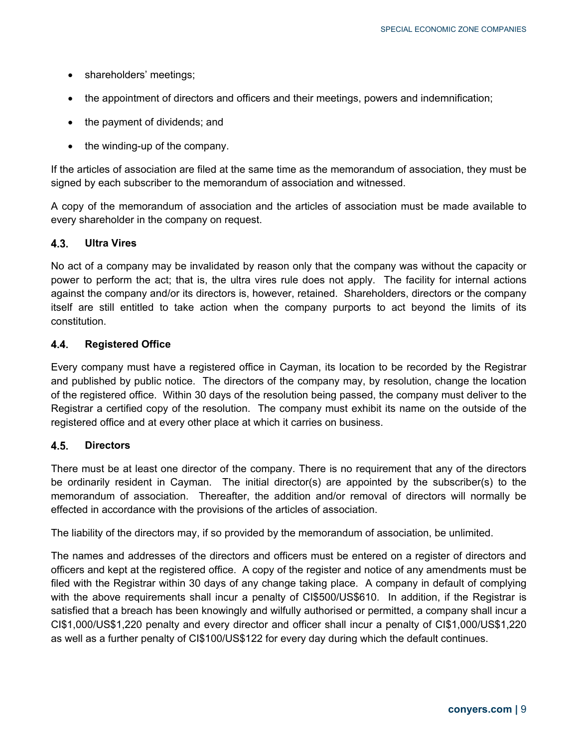- shareholders' meetings;
- the appointment of directors and officers and their meetings, powers and indemnification;
- the payment of dividends; and
- the winding-up of the company.

If the articles of association are filed at the same time as the memorandum of association, they must be signed by each subscriber to the memorandum of association and witnessed.

A copy of the memorandum of association and the articles of association must be made available to every shareholder in the company on request.

### 4.3. Ultra Vires

No act of a company may be invalidated by reason only that the company was without the capacity or power to perform the act; that is, the ultra vires rule does not apply. The facility for internal actions against the company and/or its directors is, however, retained. Shareholders, directors or the company itself are still entitled to take action when the company purports to act beyond the limits of its constitution.

### 4.4. Registered Office

Every company must have a registered office in Cayman, its location to be recorded by the Registrar and published by public notice. The directors of the company may, by resolution, change the location of the registered office. Within 30 days of the resolution being passed, the company must deliver to the Registrar a certified copy of the resolution. The company must exhibit its name on the outside of the registered office and at every other place at which it carries on business.

### 4.5. Directors

There must be at least one director of the company. There is no requirement that any of the directors be ordinarily resident in Cayman. The initial director(s) are appointed by the subscriber(s) to the memorandum of association. Thereafter, the addition and/or removal of directors will normally be effected in accordance with the provisions of the articles of association.

The liability of the directors may, if so provided by the memorandum of association, be unlimited.

The names and addresses of the directors and officers must be entered on a register of directors and officers and kept at the registered office. A copy of the register and notice of any amendments must be filed with the Registrar within 30 days of any change taking place. A company in default of complying with the above requirements shall incur a penalty of CI$500/US$610. In addition, if the Registrar is satisfied that a breach has been knowingly and wilfully authorised or permitted, a company shall incur a CI$1,000/US$1,220 penalty and every director and officer shall incur a penalty of CI$1,000/US$1,220 as well as a further penalty of CI$100/US$122 for every day during which the default continues.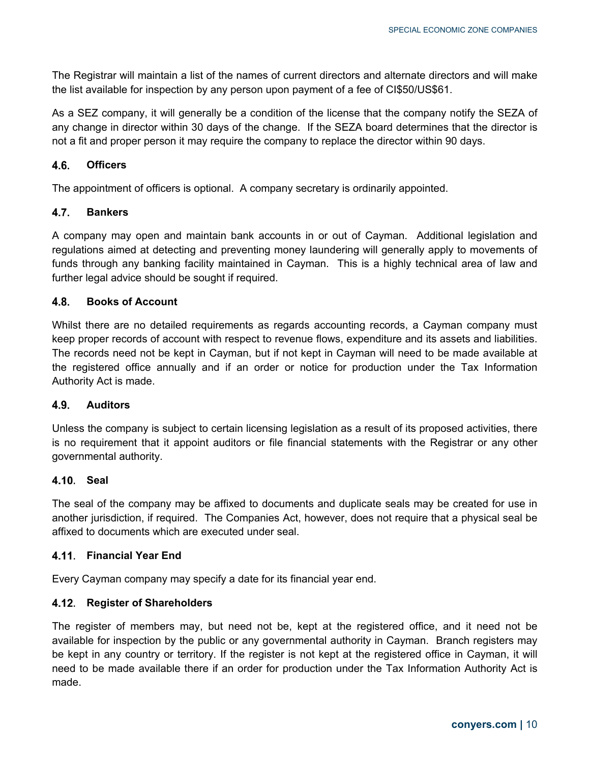The Registrar will maintain a list of the names of current directors and alternate directors and will make the list available for inspection by any person upon payment of a fee of CI$50/US$61.

As a SEZ company, it will generally be a condition of the license that the company notify the SEZA of any change in director within 30 days of the change. If the SEZA board determines that the director is not a fit and proper person it may require the company to replace the director within 90 days.

### 4.6. Officers

The appointment of officers is optional. A company secretary is ordinarily appointed.

### 4.7. Bankers

A company may open and maintain bank accounts in or out of Cayman. Additional legislation and regulations aimed at detecting and preventing money laundering will generally apply to movements of funds through any banking facility maintained in Cayman. This is a highly technical area of law and further legal advice should be sought if required.

### 4.8. Books of Account

Whilst there are no detailed requirements as regards accounting records, a Cayman company must keep proper records of account with respect to revenue flows, expenditure and its assets and liabilities. The records need not be kept in Cayman, but if not kept in Cayman will need to be made available at the registered office annually and if an order or notice for production under the Tax Information Authority Act is made.

### 4.9. Auditors

Unless the company is subject to certain licensing legislation as a result of its proposed activities, there is no requirement that it appoint auditors or file financial statements with the Registrar or any other governmental authority.

### 4.10. Seal

The seal of the company may be affixed to documents and duplicate seals may be created for use in another jurisdiction, if required. The Companies Act, however, does not require that a physical seal be affixed to documents which are executed under seal.

### 4.11. Financial Year End

Every Cayman company may specify a date for its financial year end.

### 4.12. Register of Shareholders

The register of members may, but need not be, kept at the registered office, and it need not be available for inspection by the public or any governmental authority in Cayman. Branch registers may be kept in any country or territory. If the register is not kept at the registered office in Cayman, it will need to be made available there if an order for production under the Tax Information Authority Act is made.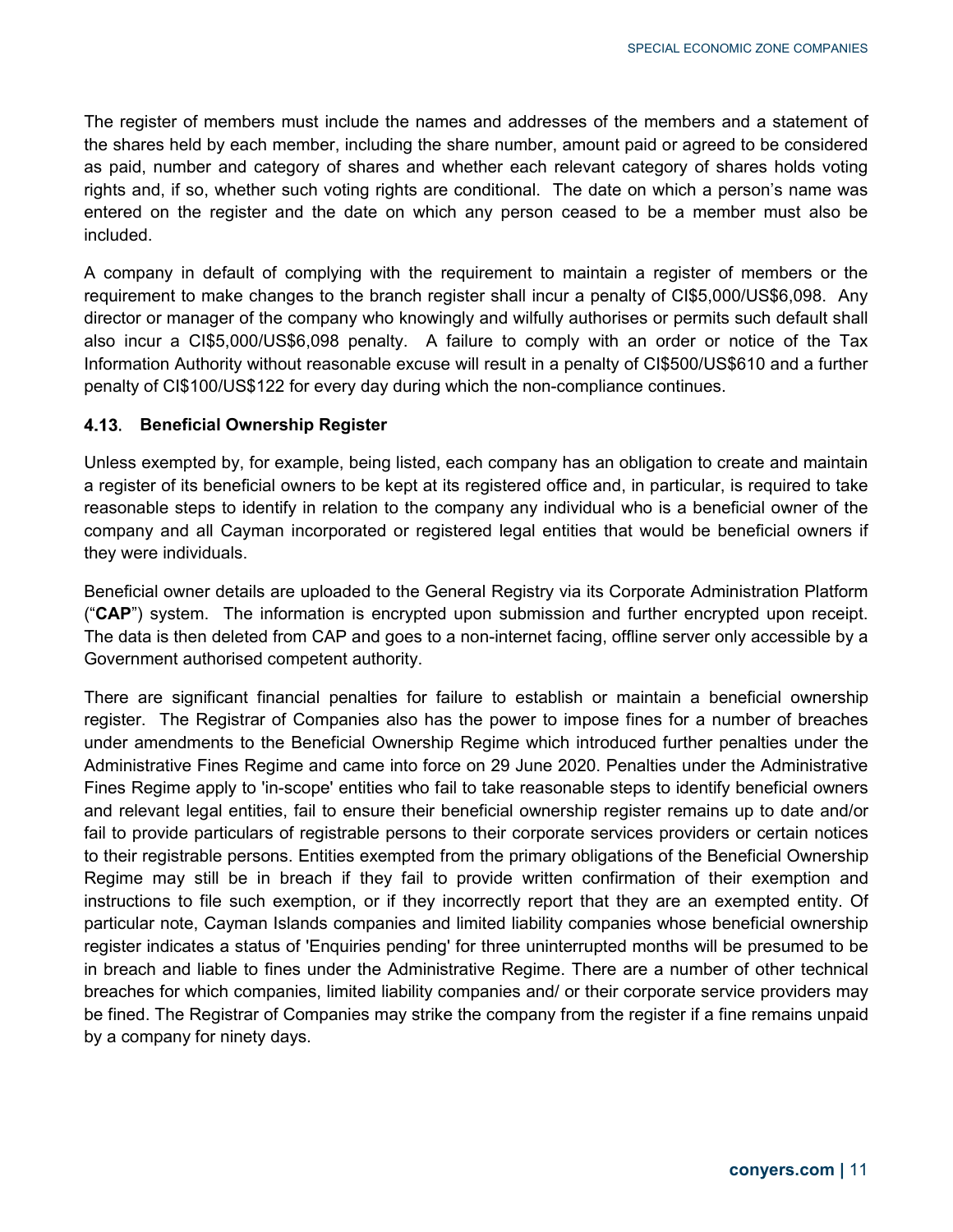The register of members must include the names and addresses of the members and a statement of the shares held by each member, including the share number, amount paid or agreed to be considered as paid, number and category of shares and whether each relevant category of shares holds voting rights and, if so, whether such voting rights are conditional. The date on which a person's name was entered on the register and the date on which any person ceased to be a member must also be included.

A company in default of complying with the requirement to maintain a register of members or the requirement to make changes to the branch register shall incur a penalty of CI$5,000/US$6,098. Any director or manager of the company who knowingly and wilfully authorises or permits such default shall also incur a CI$5,000/US$6,098 penalty. A failure to comply with an order or notice of the Tax Information Authority without reasonable excuse will result in a penalty of CI$500/US$610 and a further penalty of CI$100/US$122 for every day during which the non-compliance continues.

### 4.13. Beneficial Ownership Register

Unless exempted by, for example, being listed, each company has an obligation to create and maintain a register of its beneficial owners to be kept at its registered office and, in particular, is required to take reasonable steps to identify in relation to the company any individual who is a beneficial owner of the company and all Cayman incorporated or registered legal entities that would be beneficial owners if they were individuals.

Beneficial owner details are uploaded to the General Registry via its Corporate Administration Platform ("**CAP**") system. The information is encrypted upon submission and further encrypted upon receipt. The data is then deleted from CAP and goes to a non-internet facing, offline server only accessible by a Government authorised competent authority.

There are significant financial penalties for failure to establish or maintain a beneficial ownership register. The Registrar of Companies also has the power to impose fines for a number of breaches under amendments to the Beneficial Ownership Regime which introduced further penalties under the Administrative Fines Regime and came into force on 29 June 2020. Penalties under the Administrative Fines Regime apply to 'in-scope' entities who fail to take reasonable steps to identify beneficial owners and relevant legal entities, fail to ensure their beneficial ownership register remains up to date and/or fail to provide particulars of registrable persons to their corporate services providers or certain notices to their registrable persons. Entities exempted from the primary obligations of the Beneficial Ownership Regime may still be in breach if they fail to provide written confirmation of their exemption and instructions to file such exemption, or if they incorrectly report that they are an exempted entity. Of particular note, Cayman Islands companies and limited liability companies whose beneficial ownership register indicates a status of 'Enquiries pending' for three uninterrupted months will be presumed to be in breach and liable to fines under the Administrative Regime. There are a number of other technical breaches for which companies, limited liability companies and/ or their corporate service providers may be fined. The Registrar of Companies may strike the company from the register if a fine remains unpaid by a company for ninety days.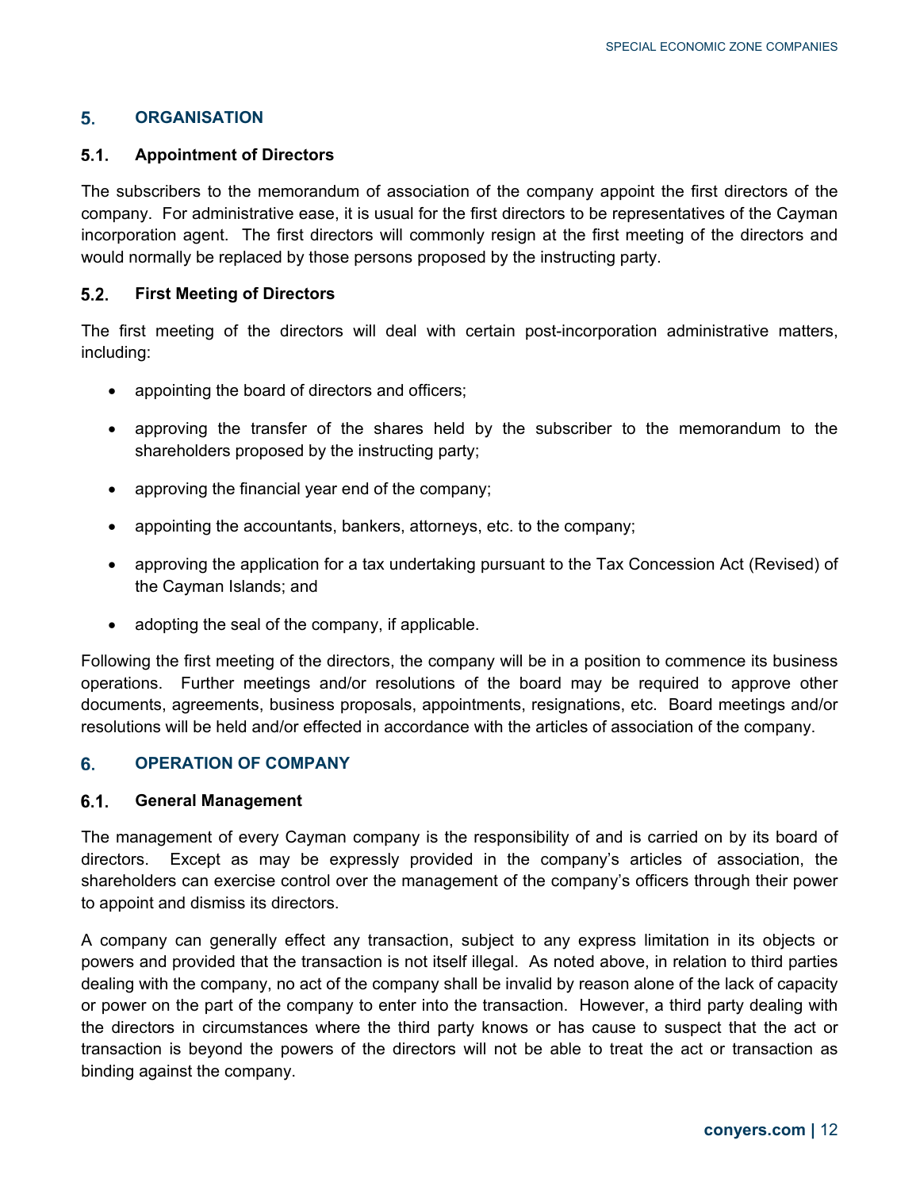## 5. ORGANISATION

### 5.1. Appointment of Directors

The subscribers to the memorandum of association of the company appoint the first directors of the company. For administrative ease, it is usual for the first directors to be representatives of the Cayman incorporation agent. The first directors will commonly resign at the first meeting of the directors and would normally be replaced by those persons proposed by the instructing party.

### 5.2. First Meeting of Directors

The first meeting of the directors will deal with certain post-incorporation administrative matters, including:

- appointing the board of directors and officers;
- approving the transfer of the shares held by the subscriber to the memorandum to the shareholders proposed by the instructing party;
- approving the financial year end of the company;
- appointing the accountants, bankers, attorneys, etc. to the company;
- approving the application for a tax undertaking pursuant to the Tax Concession Act (Revised) of the Cayman Islands; and
- adopting the seal of the company, if applicable.

Following the first meeting of the directors, the company will be in a position to commence its business operations. Further meetings and/or resolutions of the board may be required to approve other documents, agreements, business proposals, appointments, resignations, etc. Board meetings and/or resolutions will be held and/or effected in accordance with the articles of association of the company.

## 6. OPERATION OF COMPANY

### 6.1. General Management

The management of every Cayman company is the responsibility of and is carried on by its board of directors. Except as may be expressly provided in the company's articles of association, the shareholders can exercise control over the management of the company's officers through their power to appoint and dismiss its directors.

A company can generally effect any transaction, subject to any express limitation in its objects or powers and provided that the transaction is not itself illegal. As noted above, in relation to third parties dealing with the company, no act of the company shall be invalid by reason alone of the lack of capacity or power on the part of the company to enter into the transaction. However, a third party dealing with the directors in circumstances where the third party knows or has cause to suspect that the act or transaction is beyond the powers of the directors will not be able to treat the act or transaction as binding against the company.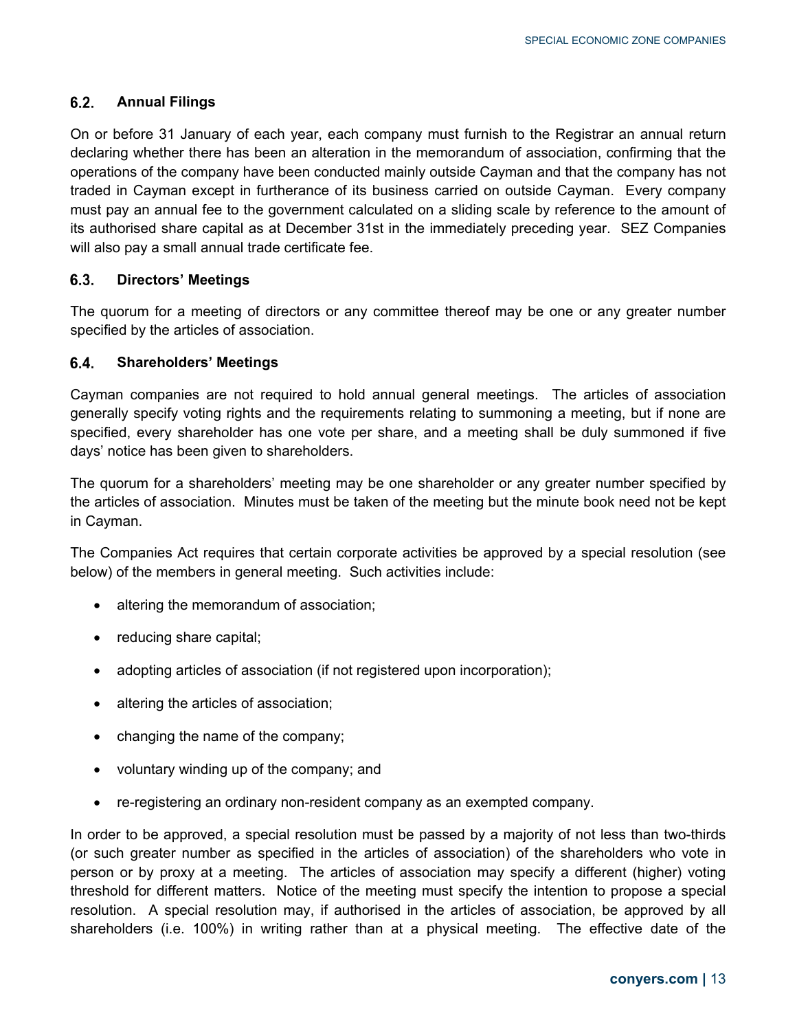### 6.2. Annual Filings

On or before 31 January of each year, each company must furnish to the Registrar an annual return declaring whether there has been an alteration in the memorandum of association, confirming that the operations of the company have been conducted mainly outside Cayman and that the company has not traded in Cayman except in furtherance of its business carried on outside Cayman. Every company must pay an annual fee to the government calculated on a sliding scale by reference to the amount of its authorised share capital as at December 31st in the immediately preceding year. SEZ Companies will also pay a small annual trade certificate fee.

### 6.3. Directors' Meetings

The quorum for a meeting of directors or any committee thereof may be one or any greater number specified by the articles of association.

### 6.4. Shareholders' Meetings

Cayman companies are not required to hold annual general meetings. The articles of association generally specify voting rights and the requirements relating to summoning a meeting, but if none are specified, every shareholder has one vote per share, and a meeting shall be duly summoned if five days' notice has been given to shareholders.

The quorum for a shareholders' meeting may be one shareholder or any greater number specified by the articles of association. Minutes must be taken of the meeting but the minute book need not be kept in Cayman.

The Companies Act requires that certain corporate activities be approved by a special resolution (see below) of the members in general meeting. Such activities include:

- altering the memorandum of association;
- reducing share capital;
- adopting articles of association (if not registered upon incorporation);
- altering the articles of association;
- changing the name of the company;
- voluntary winding up of the company; and
- re-registering an ordinary non-resident company as an exempted company.

In order to be approved, a special resolution must be passed by a majority of not less than two-thirds (or such greater number as specified in the articles of association) of the shareholders who vote in person or by proxy at a meeting. The articles of association may specify a different (higher) voting threshold for different matters. Notice of the meeting must specify the intention to propose a special resolution. A special resolution may, if authorised in the articles of association, be approved by all shareholders (i.e. 100%) in writing rather than at a physical meeting. The effective date of the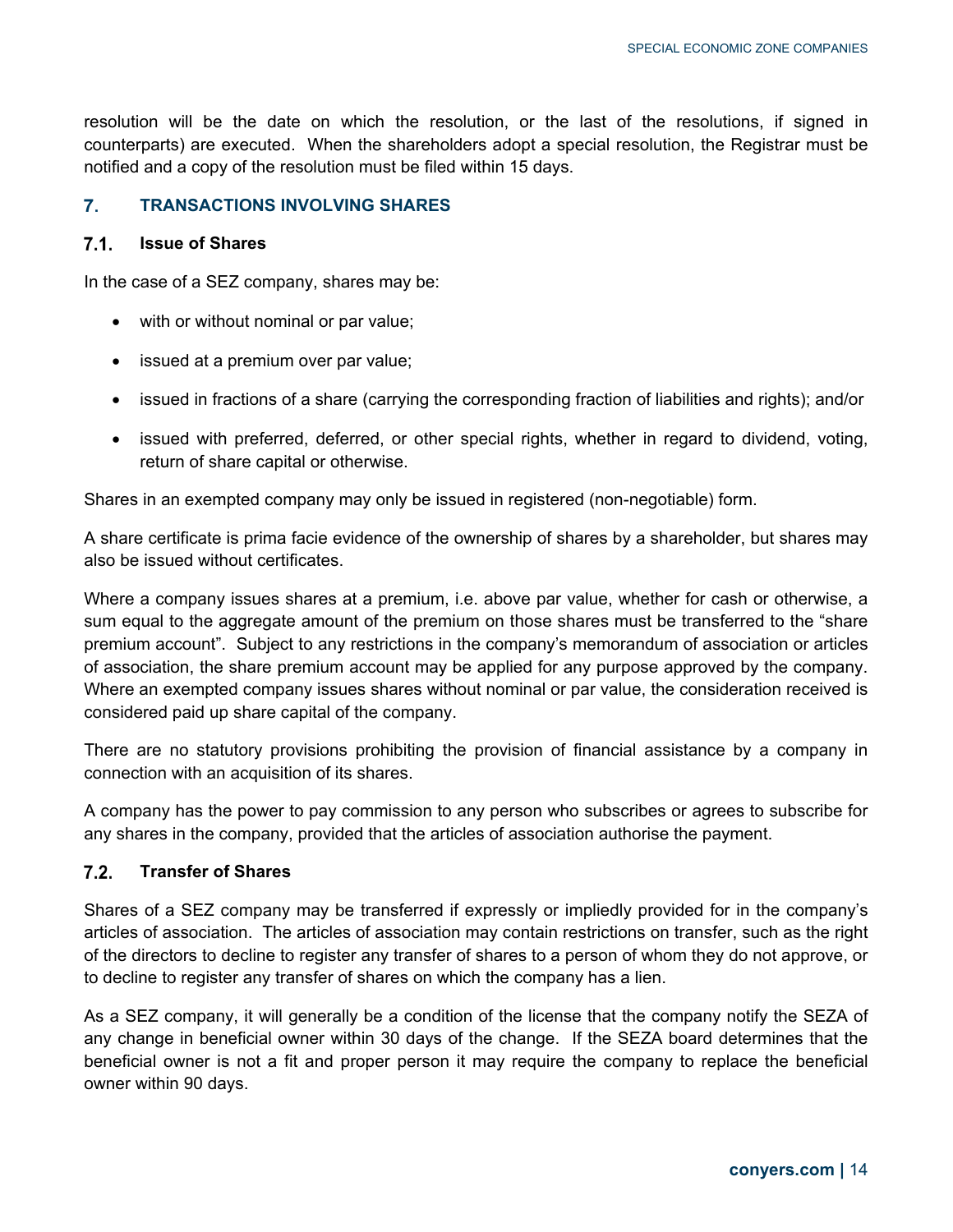resolution will be the date on which the resolution, or the last of the resolutions, if signed in counterparts) are executed. When the shareholders adopt a special resolution, the Registrar must be notified and a copy of the resolution must be filed within 15 days.

## 7. TRANSACTIONS INVOLVING SHARES

### 7.1. Issue of Shares

In the case of a SEZ company, shares may be:

- with or without nominal or par value;
- issued at a premium over par value;
- issued in fractions of a share (carrying the corresponding fraction of liabilities and rights); and/or
- issued with preferred, deferred, or other special rights, whether in regard to dividend, voting, return of share capital or otherwise.

Shares in an exempted company may only be issued in registered (non-negotiable) form.

A share certificate is prima facie evidence of the ownership of shares by a shareholder, but shares may also be issued without certificates.

Where a company issues shares at a premium, i.e. above par value, whether for cash or otherwise, a sum equal to the aggregate amount of the premium on those shares must be transferred to the "share premium account". Subject to any restrictions in the company's memorandum of association or articles of association, the share premium account may be applied for any purpose approved by the company. Where an exempted company issues shares without nominal or par value, the consideration received is considered paid up share capital of the company.

There are no statutory provisions prohibiting the provision of financial assistance by a company in connection with an acquisition of its shares.

A company has the power to pay commission to any person who subscribes or agrees to subscribe for any shares in the company, provided that the articles of association authorise the payment.

### 7.2. Transfer of Shares

Shares of a SEZ company may be transferred if expressly or impliedly provided for in the company's articles of association. The articles of association may contain restrictions on transfer, such as the right of the directors to decline to register any transfer of shares to a person of whom they do not approve, or to decline to register any transfer of shares on which the company has a lien.

As a SEZ company, it will generally be a condition of the license that the company notify the SEZA of any change in beneficial owner within 30 days of the change. If the SEZA board determines that the beneficial owner is not a fit and proper person it may require the company to replace the beneficial owner within 90 days.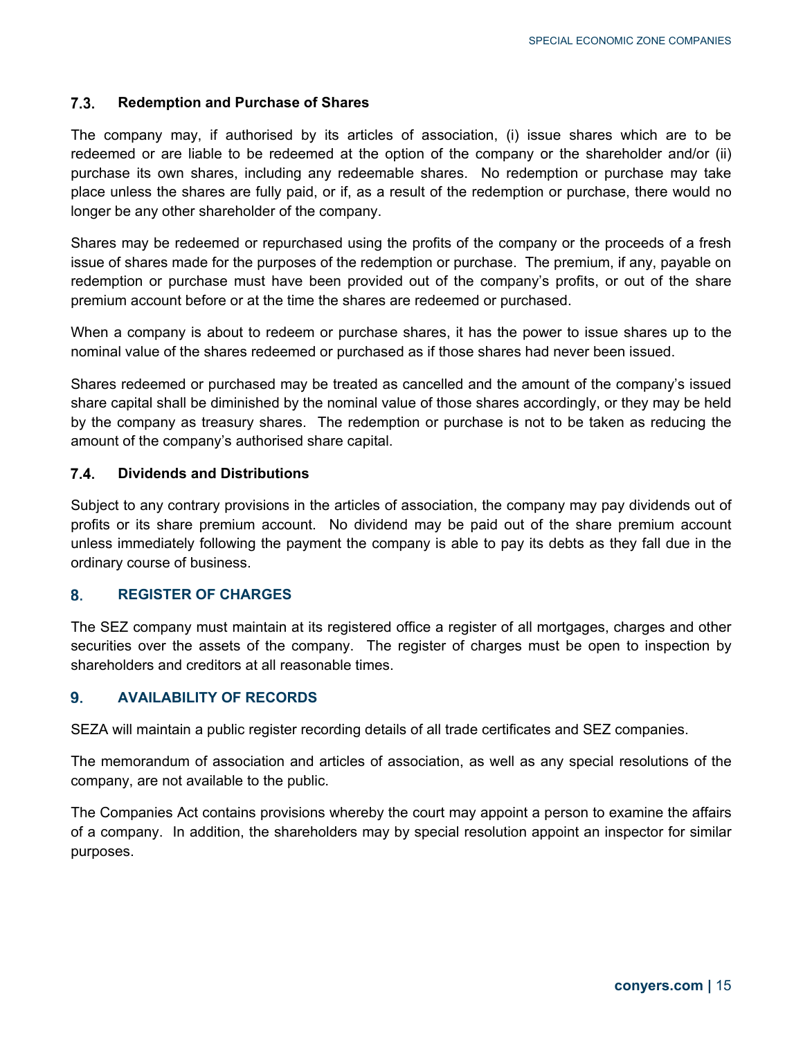### 7.3. Redemption and Purchase of Shares

The company may, if authorised by its articles of association, (i) issue shares which are to be redeemed or are liable to be redeemed at the option of the company or the shareholder and/or (ii) purchase its own shares, including any redeemable shares. No redemption or purchase may take place unless the shares are fully paid, or if, as a result of the redemption or purchase, there would no longer be any other shareholder of the company.

Shares may be redeemed or repurchased using the profits of the company or the proceeds of a fresh issue of shares made for the purposes of the redemption or purchase. The premium, if any, payable on redemption or purchase must have been provided out of the company's profits, or out of the share premium account before or at the time the shares are redeemed or purchased.

When a company is about to redeem or purchase shares, it has the power to issue shares up to the nominal value of the shares redeemed or purchased as if those shares had never been issued.

Shares redeemed or purchased may be treated as cancelled and the amount of the company's issued share capital shall be diminished by the nominal value of those shares accordingly, or they may be held by the company as treasury shares. The redemption or purchase is not to be taken as reducing the amount of the company's authorised share capital.

### 7.4. Dividends and Distributions

Subject to any contrary provisions in the articles of association, the company may pay dividends out of profits or its share premium account. No dividend may be paid out of the share premium account unless immediately following the payment the company is able to pay its debts as they fall due in the ordinary course of business.

## 8. REGISTER OF CHARGES

The SEZ company must maintain at its registered office a register of all mortgages, charges and other securities over the assets of the company. The register of charges must be open to inspection by shareholders and creditors at all reasonable times.

## 9. AVAILABILITY OF RECORDS

SEZA will maintain a public register recording details of all trade certificates and SEZ companies.

The memorandum of association and articles of association, as well as any special resolutions of the company, are not available to the public.

The Companies Act contains provisions whereby the court may appoint a person to examine the affairs of a company. In addition, the shareholders may by special resolution appoint an inspector for similar purposes.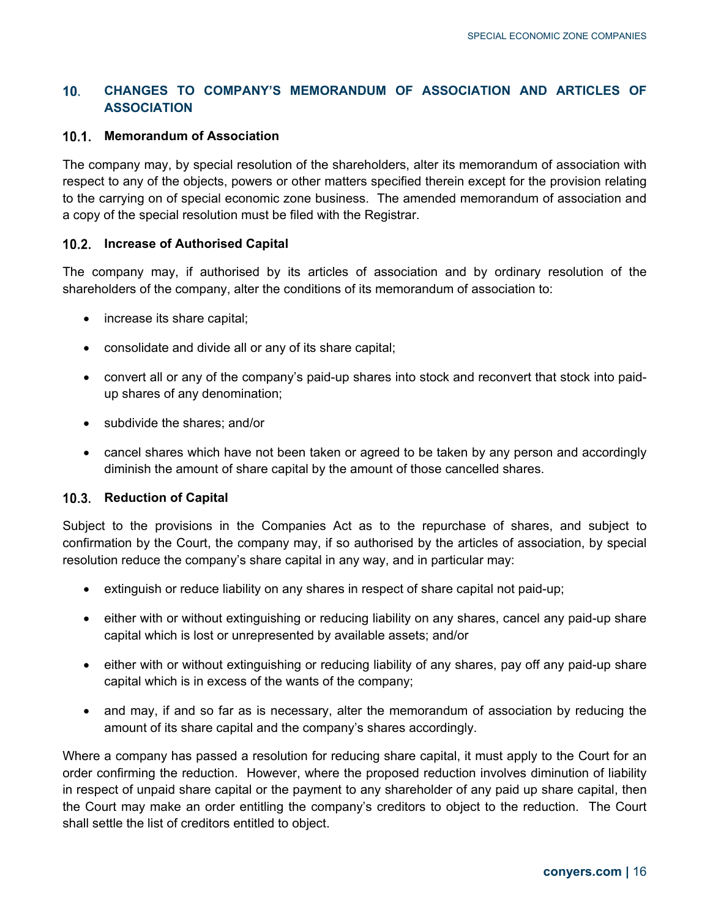## 10. CHANGES TO COMPANY'S MEMORANDUM OF ASSOCIATION AND ARTICLES OF ASSOCIATION

### 10.1. Memorandum of Association

The company may, by special resolution of the shareholders, alter its memorandum of association with respect to any of the objects, powers or other matters specified therein except for the provision relating to the carrying on of special economic zone business. The amended memorandum of association and a copy of the special resolution must be filed with the Registrar.

### 10.2. Increase of Authorised Capital

The company may, if authorised by its articles of association and by ordinary resolution of the shareholders of the company, alter the conditions of its memorandum of association to:

- increase its share capital;
- consolidate and divide all or any of its share capital;
- convert all or any of the company's paid-up shares into stock and reconvert that stock into paid-up shares of any denomination;
- subdivide the shares; and/or
- cancel shares which have not been taken or agreed to be taken by any person and accordingly diminish the amount of share capital by the amount of those cancelled shares.

### 10.3. Reduction of Capital

Subject to the provisions in the Companies Act as to the repurchase of shares, and subject to confirmation by the Court, the company may, if so authorised by the articles of association, by special resolution reduce the company's share capital in any way, and in particular may:

- extinguish or reduce liability on any shares in respect of share capital not paid-up;
- either with or without extinguishing or reducing liability on any shares, cancel any paid-up share capital which is lost or unrepresented by available assets; and/or
- either with or without extinguishing or reducing liability of any shares, pay off any paid-up share capital which is in excess of the wants of the company;
- and may, if and so far as is necessary, alter the memorandum of association by reducing the amount of its share capital and the company's shares accordingly.

Where a company has passed a resolution for reducing share capital, it must apply to the Court for an order confirming the reduction. However, where the proposed reduction involves diminution of liability in respect of unpaid share capital or the payment to any shareholder of any paid up share capital, then the Court may make an order entitling the company's creditors to object to the reduction. The Court shall settle the list of creditors entitled to object.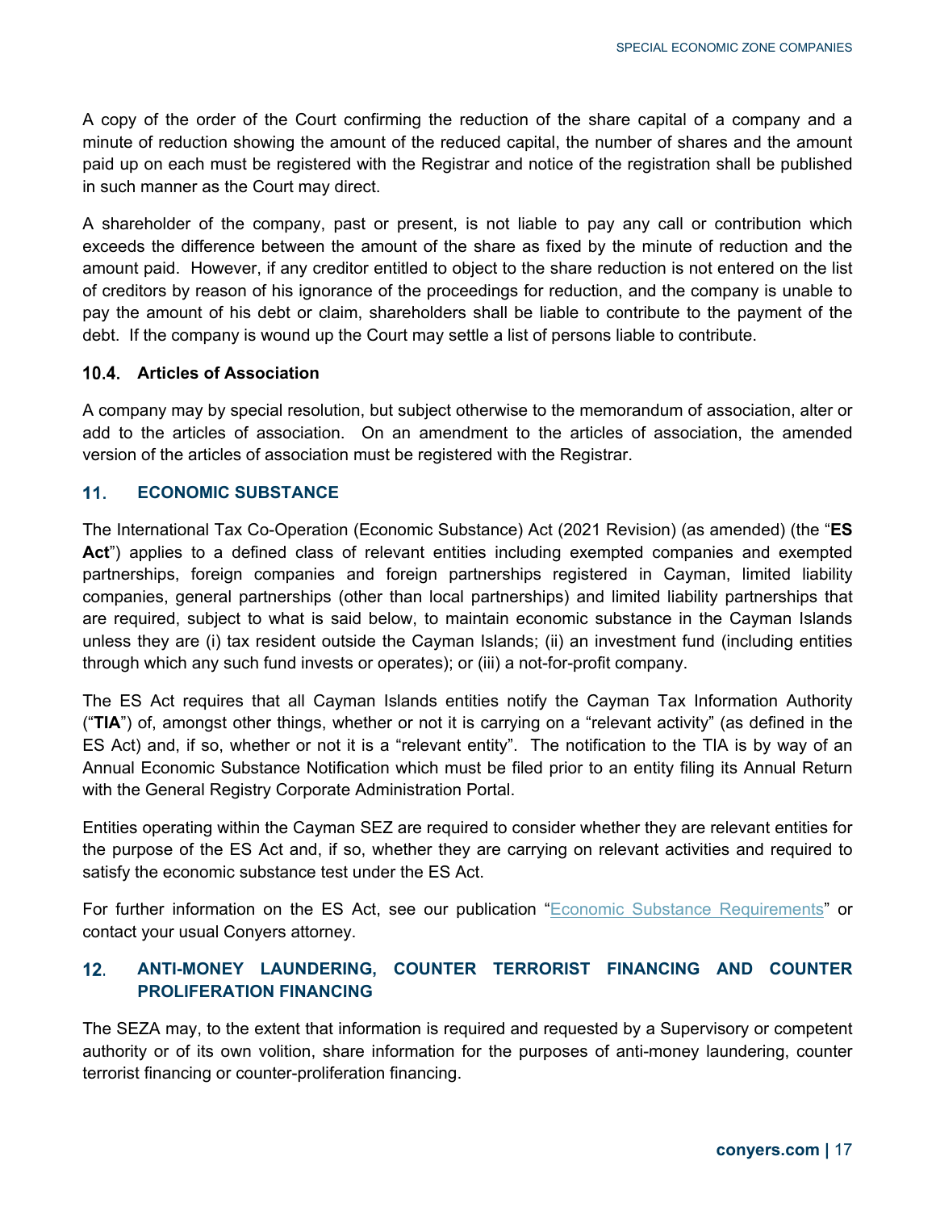A copy of the order of the Court confirming the reduction of the share capital of a company and a minute of reduction showing the amount of the reduced capital, the number of shares and the amount paid up on each must be registered with the Registrar and notice of the registration shall be published in such manner as the Court may direct.

A shareholder of the company, past or present, is not liable to pay any call or contribution which exceeds the difference between the amount of the share as fixed by the minute of reduction and the amount paid. However, if any creditor entitled to object to the share reduction is not entered on the list of creditors by reason of his ignorance of the proceedings for reduction, and the company is unable to pay the amount of his debt or claim, shareholders shall be liable to contribute to the payment of the debt. If the company is wound up the Court may settle a list of persons liable to contribute.

### 10.4. Articles of Association

A company may by special resolution, but subject otherwise to the memorandum of association, alter or add to the articles of association. On an amendment to the articles of association, the amended version of the articles of association must be registered with the Registrar.

## 11. ECONOMIC SUBSTANCE

The International Tax Co-Operation (Economic Substance) Act (2021 Revision) (as amended) (the "**ES Act**") applies to a defined class of relevant entities including exempted companies and exempted partnerships, foreign companies and foreign partnerships registered in Cayman, limited liability companies, general partnerships (other than local partnerships) and limited liability partnerships that are required, subject to what is said below, to maintain economic substance in the Cayman Islands unless they are (i) tax resident outside the Cayman Islands; (ii) an investment fund (including entities through which any such fund invests or operates); or (iii) a not-for-profit company.

The ES Act requires that all Cayman Islands entities notify the Cayman Tax Information Authority ("**TIA**") of, amongst other things, whether or not it is carrying on a "relevant activity" (as defined in the ES Act) and, if so, whether or not it is a "relevant entity". The notification to the TIA is by way of an Annual Economic Substance Notification which must be filed prior to an entity filing its Annual Return with the General Registry Corporate Administration Portal.

Entities operating within the Cayman SEZ are required to consider whether they are relevant entities for the purpose of the ES Act and, if so, whether they are carrying on relevant activities and required to satisfy the economic substance test under the ES Act.

For further information on the ES Act, see our publication "Economic Substance Requirements" or contact your usual Conyers attorney.

## 12. ANTI-MONEY LAUNDERING, COUNTER TERRORIST FINANCING AND COUNTER PROLIFERATION FINANCING

The SEZA may, to the extent that information is required and requested by a Supervisory or competent authority or of its own volition, share information for the purposes of anti-money laundering, counter terrorist financing or counter-proliferation financing.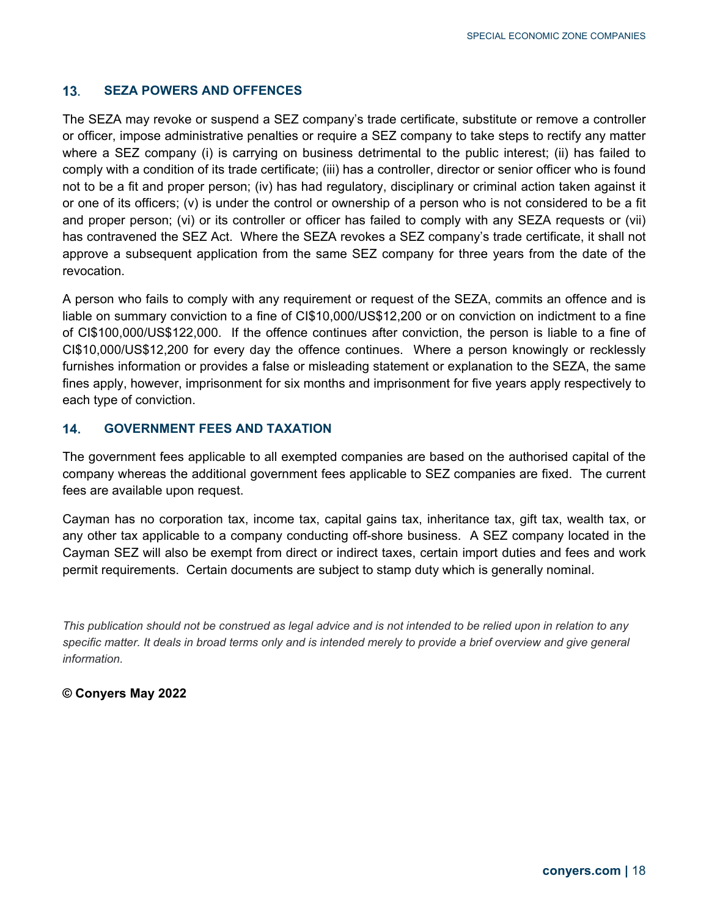## 13. SEZA POWERS AND OFFENCES

The SEZA may revoke or suspend a SEZ company's trade certificate, substitute or remove a controller or officer, impose administrative penalties or require a SEZ company to take steps to rectify any matter where a SEZ company (i) is carrying on business detrimental to the public interest; (ii) has failed to comply with a condition of its trade certificate; (iii) has a controller, director or senior officer who is found not to be a fit and proper person; (iv) has had regulatory, disciplinary or criminal action taken against it or one of its officers; (v) is under the control or ownership of a person who is not considered to be a fit and proper person; (vi) or its controller or officer has failed to comply with any SEZA requests or (vii) has contravened the SEZ Act. Where the SEZA revokes a SEZ company's trade certificate, it shall not approve a subsequent application from the same SEZ company for three years from the date of the revocation.

A person who fails to comply with any requirement or request of the SEZA, commits an offence and is liable on summary conviction to a fine of CI$10,000/US$12,200 or on conviction on indictment to a fine of CI$100,000/US$122,000. If the offence continues after conviction, the person is liable to a fine of CI$10,000/US$12,200 for every day the offence continues. Where a person knowingly or recklessly furnishes information or provides a false or misleading statement or explanation to the SEZA, the same fines apply, however, imprisonment for six months and imprisonment for five years apply respectively to each type of conviction.

## 14. GOVERNMENT FEES AND TAXATION

The government fees applicable to all exempted companies are based on the authorised capital of the company whereas the additional government fees applicable to SEZ companies are fixed. The current fees are available upon request.

Cayman has no corporation tax, income tax, capital gains tax, inheritance tax, gift tax, wealth tax, or any other tax applicable to a company conducting off-shore business. A SEZ company located in the Cayman SEZ will also be exempt from direct or indirect taxes, certain import duties and fees and work permit requirements. Certain documents are subject to stamp duty which is generally nominal.

*This publication should not be construed as legal advice and is not intended to be relied upon in relation to any specific matter. It deals in broad terms only and is intended merely to provide a brief overview and give general information.*

**© Conyers May 2022**